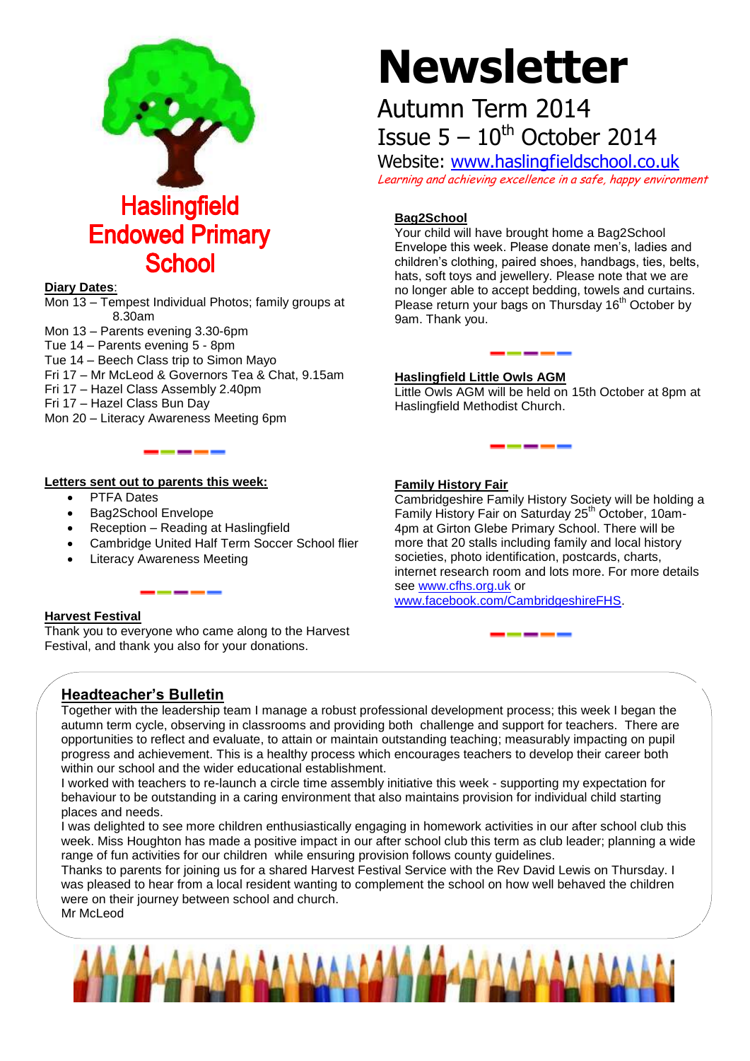# Newsletter

Autumn Term 2014

Issue 5 – 10th October 2014

Website: www.haslingfieldschool.co.uk

*Learning and achieving excellence in a safe, happy environment*

## Haslingfield Endowed Primary School

**Diary Dates:**

Mon 13 – Tempest Individual Photos; family groups at 8.30am
Mon 13 – Parents evening 3.30-6pm
Tue 14 – Parents evening 5 - 8pm
Tue 14 – Beech Class trip to Simon Mayo
Fri 17 – Mr McLeod & Governors Tea & Chat, 9.15am
Fri 17 – Hazel Class Assembly 2.40pm
Fri 17 – Hazel Class Bun Day
Mon 20 – Literacy Awareness Meeting 6pm

**Letters sent out to parents this week:**

- PTFA Dates
- Bag2School Envelope
- Reception – Reading at Haslingfield
- Cambridge United Half Term Soccer School flier
- Literacy Awareness Meeting

**Harvest Festival**

Thank you to everyone who came along to the Harvest Festival, and thank you also for your donations.

**Bag2School**

Your child will have brought home a Bag2School Envelope this week. Please donate men's, ladies and children's clothing, paired shoes, handbags, ties, belts, hats, soft toys and jewellery. Please note that we are no longer able to accept bedding, towels and curtains. Please return your bags on Thursday 16th October by 9am. Thank you.

**Haslingfield Little Owls AGM**

Little Owls AGM will be held on 15th October at 8pm at Haslingfield Methodist Church.

**Family History Fair**

Cambridgeshire Family History Society will be holding a Family History Fair on Saturday 25th October, 10am-4pm at Girton Glebe Primary School. There will be more that 20 stalls including family and local history societies, photo identification, postcards, charts, internet research room and lots more. For more details see www.cfhs.org.uk or www.facebook.com/CambridgeshireFHS.

**Headteacher's Bulletin**

Together with the leadership team I manage a robust professional development process; this week I began the autumn term cycle, observing in classrooms and providing both challenge and support for teachers. There are opportunities to reflect and evaluate, to attain or maintain outstanding teaching; measurably impacting on pupil progress and achievement. This is a healthy process which encourages teachers to develop their career both within our school and the wider educational establishment.

I worked with teachers to re-launch a circle time assembly initiative this week - supporting my expectation for behaviour to be outstanding in a caring environment that also maintains provision for individual child starting places and needs.

I was delighted to see more children enthusiastically engaging in homework activities in our after school club this week. Miss Houghton has made a positive impact in our after school club this term as club leader; planning a wide range of fun activities for our children while ensuring provision follows county guidelines.

Thanks to parents for joining us for a shared Harvest Festival Service with the Rev David Lewis on Thursday. I was pleased to hear from a local resident wanting to complement the school on how well behaved the children were on their journey between school and church.

Mr McLeod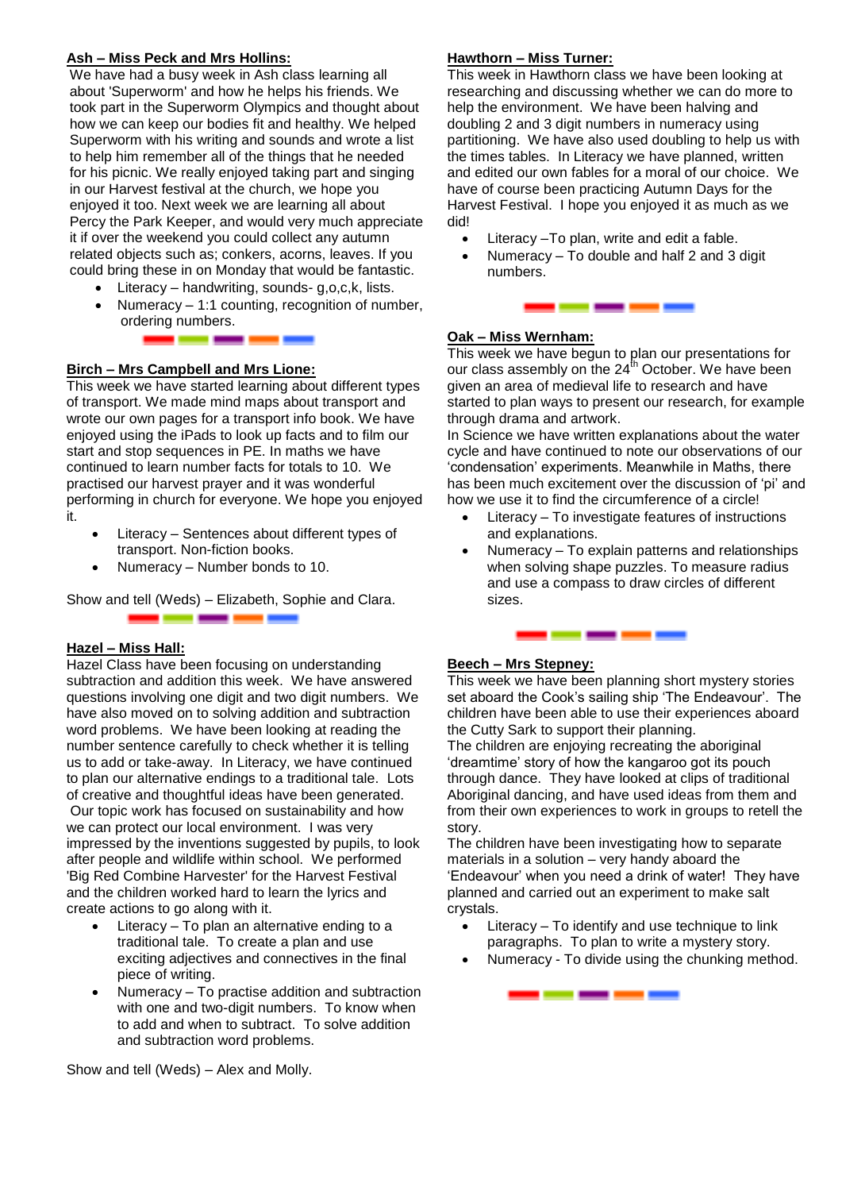**Ash – Miss Peck and Mrs Hollins:**

We have had a busy week in Ash class learning all about 'Superworm' and how he helps his friends. We took part in the Superworm Olympics and thought about how we can keep our bodies fit and healthy. We helped Superworm with his writing and sounds and wrote a list to help him remember all of the things that he needed for his picnic. We really enjoyed taking part and singing in our Harvest festival at the church, we hope you enjoyed it too. Next week we are learning all about Percy the Park Keeper, and would very much appreciate it if over the weekend you could collect any autumn related objects such as; conkers, acorns, leaves. If you could bring these in on Monday that would be fantastic.

- Literacy – handwriting, sounds- g,o,c,k, lists.
- Numeracy – 1:1 counting, recognition of number, ordering numbers.

**Birch – Mrs Campbell and Mrs Lione:**

This week we have started learning about different types of transport. We made mind maps about transport and wrote our own pages for a transport info book. We have enjoyed using the iPads to look up facts and to film our start and stop sequences in PE. In maths we have continued to learn number facts for totals to 10. We practised our harvest prayer and it was wonderful performing in church for everyone. We hope you enjoyed it.

- Literacy – Sentences about different types of transport. Non-fiction books.
- Numeracy – Number bonds to 10.

Show and tell (Weds) – Elizabeth, Sophie and Clara.

**Hazel – Miss Hall:**

Hazel Class have been focusing on understanding subtraction and addition this week. We have answered questions involving one digit and two digit numbers. We have also moved on to solving addition and subtraction word problems. We have been looking at reading the number sentence carefully to check whether it is telling us to add or take-away. In Literacy, we have continued to plan our alternative endings to a traditional tale. Lots of creative and thoughtful ideas have been generated. Our topic work has focused on sustainability and how we can protect our local environment. I was very impressed by the inventions suggested by pupils, to look after people and wildlife within school. We performed 'Big Red Combine Harvester' for the Harvest Festival and the children worked hard to learn the lyrics and create actions to go along with it.

- Literacy – To plan an alternative ending to a traditional tale. To create a plan and use exciting adjectives and connectives in the final piece of writing.
- Numeracy – To practise addition and subtraction with one and two-digit numbers. To know when to add and when to subtract. To solve addition and subtraction word problems.

Show and tell (Weds) – Alex and Molly.

**Hawthorn – Miss Turner:**

This week in Hawthorn class we have been looking at researching and discussing whether we can do more to help the environment. We have been halving and doubling 2 and 3 digit numbers in numeracy using partitioning. We have also used doubling to help us with the times tables. In Literacy we have planned, written and edited our own fables for a moral of our choice. We have of course been practicing Autumn Days for the Harvest Festival. I hope you enjoyed it as much as we did!

- Literacy –To plan, write and edit a fable.
- Numeracy – To double and half 2 and 3 digit numbers.

**Oak – Miss Wernham:**

This week we have begun to plan our presentations for our class assembly on the 24th October. We have been given an area of medieval life to research and have started to plan ways to present our research, for example through drama and artwork.

In Science we have written explanations about the water cycle and have continued to note our observations of our 'condensation' experiments. Meanwhile in Maths, there has been much excitement over the discussion of 'pi' and how we use it to find the circumference of a circle!

- Literacy – To investigate features of instructions and explanations.
- Numeracy – To explain patterns and relationships when solving shape puzzles. To measure radius and use a compass to draw circles of different sizes.

**Beech – Mrs Stepney:**

This week we have been planning short mystery stories set aboard the Cook's sailing ship 'The Endeavour'. The children have been able to use their experiences aboard the Cutty Sark to support their planning.

The children are enjoying recreating the aboriginal 'dreamtime' story of how the kangaroo got its pouch through dance. They have looked at clips of traditional Aboriginal dancing, and have used ideas from them and from their own experiences to work in groups to retell the story.

The children have been investigating how to separate materials in a solution – very handy aboard the 'Endeavour' when you need a drink of water! They have planned and carried out an experiment to make salt crystals.

- Literacy – To identify and use technique to link paragraphs. To plan to write a mystery story.
- Numeracy - To divide using the chunking method.